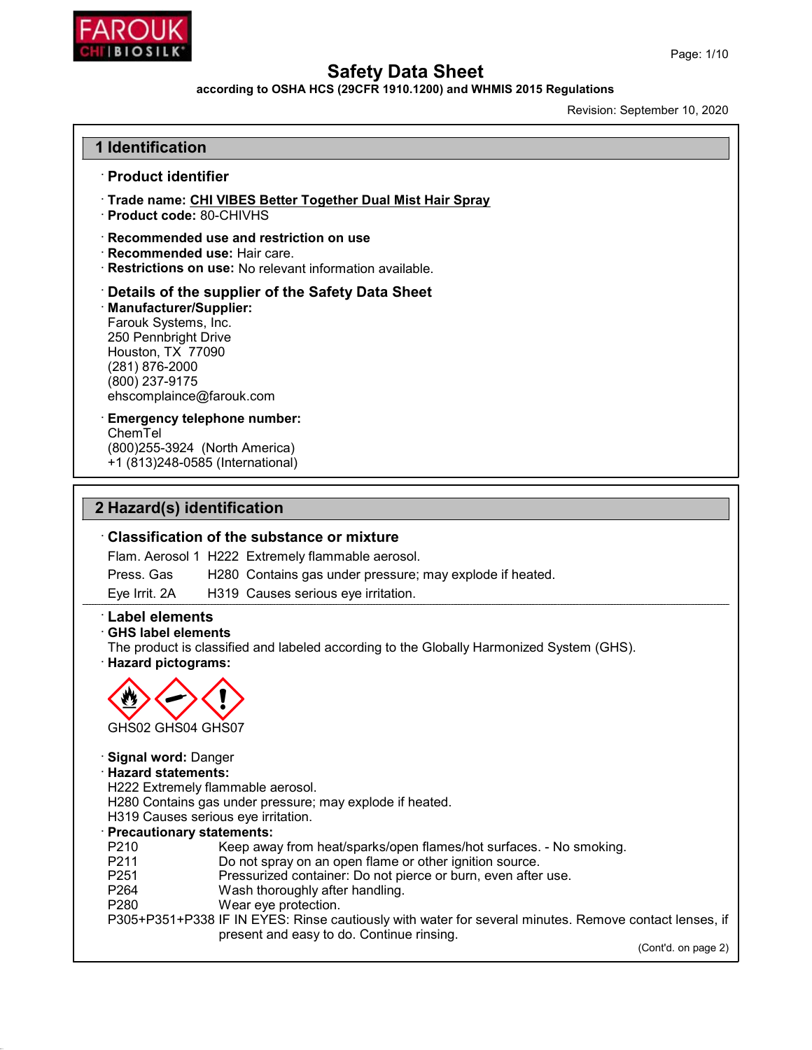# Safety Data Sheet

**according to OSHA HCS (29CFR 1910.1200) and WHMIS 2015 Regulations**

Revision: September 10, 2020

## 1 Identification

### · Product identifier

· **Trade name: CHI VIBES Better Together Dual Mist Hair Spray**
· **Product code:** 80-CHIVHS

· **Recommended use and restriction on use**
· **Recommended use:** Hair care.
· **Restrictions on use:** No relevant information available.

### · Details of the supplier of the Safety Data Sheet

· **Manufacturer/Supplier:**
Farouk Systems, Inc.
250 Pennbright Drive
Houston, TX 77090
(281) 876-2000
(800) 237-9175
ehscomplaince@farouk.com

· **Emergency telephone number:**
ChemTel
(800)255-3924 (North America)
+1 (813)248-0585 (International)

## 2 Hazard(s) identification

### · Classification of the substance or mixture

| | | |
|---|---|---|
| Flam. Aerosol 1 | H222 | Extremely flammable aerosol. |
| Press. Gas | H280 | Contains gas under pressure; may explode if heated. |
| Eye Irrit. 2A | H319 | Causes serious eye irritation. |

### · Label elements

· **GHS label elements**
The product is classified and labeled according to the Globally Harmonized System (GHS).
· **Hazard pictograms:**

GHS02 GHS04 GHS07

· **Signal word:** Danger
· **Hazard statements:**
H222 Extremely flammable aerosol.
H280 Contains gas under pressure; may explode if heated.
H319 Causes serious eye irritation.
· **Precautionary statements:**

| | |
|---|---|
| P210 | Keep away from heat/sparks/open flames/hot surfaces. - No smoking. |
| P211 | Do not spray on an open flame or other ignition source. |
| P251 | Pressurized container: Do not pierce or burn, even after use. |
| P264 | Wash thoroughly after handling. |
| P280 | Wear eye protection. |
| P305+P351+P338 | IF IN EYES: Rinse cautiously with water for several minutes. Remove contact lenses, if present and easy to do. Continue rinsing. |

(Cont'd. on page 2)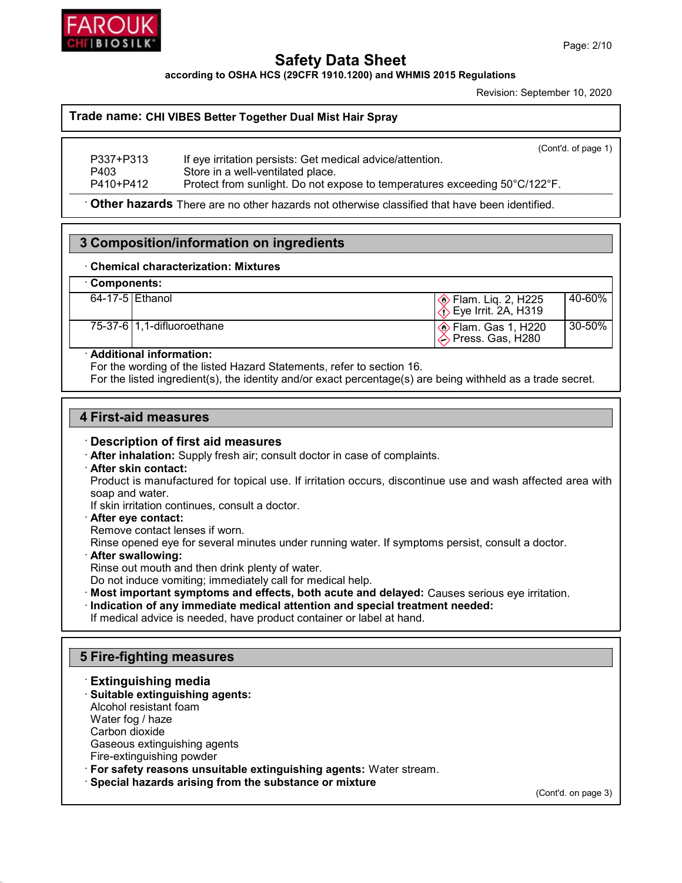## Safety Data Sheet

**according to OSHA HCS (29CFR 1910.1200) and WHMIS 2015 Regulations**

Revision: September 10, 2020

**Trade name: CHI VIBES Better Together Dual Mist Hair Spray**

(Cont'd. of page 1)

| | |
|---|---|
| P337+P313 | If eye irritation persists: Get medical advice/attention. |
| P403 | Store in a well-ventilated place. |
| P410+P412 | Protect from sunlight. Do not expose to temperatures exceeding 50°C/122°F. |

· **Other hazards** There are no other hazards not otherwise classified that have been identified.

## 3 Composition/information on ingredients

· **Chemical characterization: Mixtures**

· **Components:**

| | | | |
|---|---|---|---|
| 64-17-5 | Ethanol | Flam. Liq. 2, H225<br>Eye Irrit. 2A, H319 | 40-60% |
| 75-37-6 | 1,1-difluoroethane | Flam. Gas 1, H220<br>Press. Gas, H280 | 30-50% |

· **Additional information:**
For the wording of the listed Hazard Statements, refer to section 16.
For the listed ingredient(s), the identity and/or exact percentage(s) are being withheld as a trade secret.

## 4 First-aid measures

· **Description of first aid measures**

· **After inhalation:** Supply fresh air; consult doctor in case of complaints.

· **After skin contact:**
Product is manufactured for topical use. If irritation occurs, discontinue use and wash affected area with soap and water.
If skin irritation continues, consult a doctor.

· **After eye contact:**
Remove contact lenses if worn.
Rinse opened eye for several minutes under running water. If symptoms persist, consult a doctor.

· **After swallowing:**
Rinse out mouth and then drink plenty of water.
Do not induce vomiting; immediately call for medical help.

· **Most important symptoms and effects, both acute and delayed:** Causes serious eye irritation.

· **Indication of any immediate medical attention and special treatment needed:**
If medical advice is needed, have product container or label at hand.

## 5 Fire-fighting measures

· **Extinguishing media**

· **Suitable extinguishing agents:**
Alcohol resistant foam
Water fog / haze
Carbon dioxide
Gaseous extinguishing agents
Fire-extinguishing powder

· **For safety reasons unsuitable extinguishing agents:** Water stream.

· **Special hazards arising from the substance or mixture**

(Cont'd. on page 3)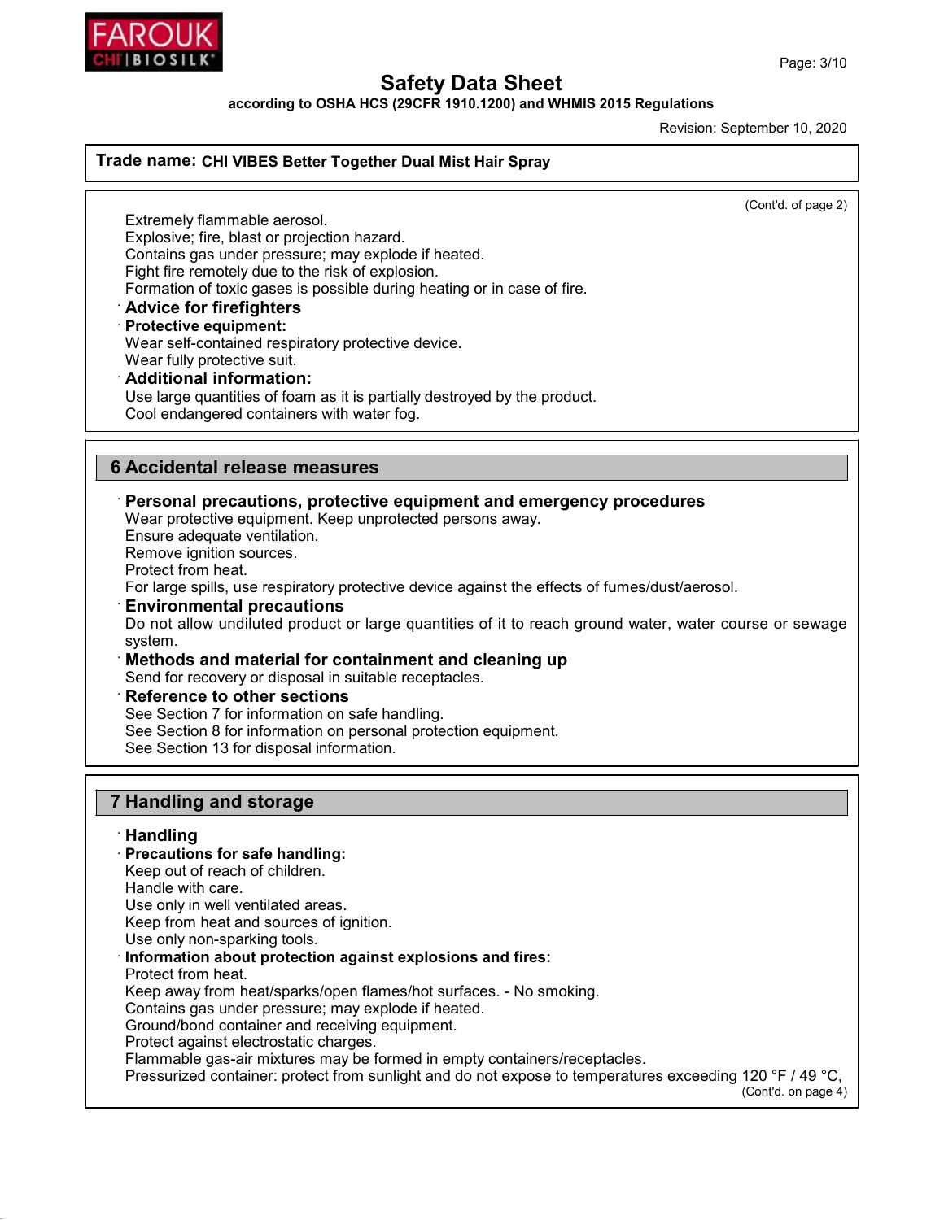**Trade name: CHI VIBES Better Together Dual Mist Hair Spray**

(Cont'd. of page 2)

Extremely flammable aerosol.
Explosive; fire, blast or projection hazard.
Contains gas under pressure; may explode if heated.
Fight fire remotely due to the risk of explosion.
Formation of toxic gases is possible during heating or in case of fire.

· **Advice for firefighters**

· **Protective equipment:**
Wear self-contained respiratory protective device.
Wear fully protective suit.

· **Additional information:**
Use large quantities of foam as it is partially destroyed by the product.
Cool endangered containers with water fog.

## 6 Accidental release measures

· **Personal precautions, protective equipment and emergency procedures**
Wear protective equipment. Keep unprotected persons away.
Ensure adequate ventilation.
Remove ignition sources.
Protect from heat.
For large spills, use respiratory protective device against the effects of fumes/dust/aerosol.

· **Environmental precautions**
Do not allow undiluted product or large quantities of it to reach ground water, water course or sewage system.

· **Methods and material for containment and cleaning up**
Send for recovery or disposal in suitable receptacles.

· **Reference to other sections**
See Section 7 for information on safe handling.
See Section 8 for information on personal protection equipment.
See Section 13 for disposal information.

## 7 Handling and storage

· **Handling**

· **Precautions for safe handling:**
Keep out of reach of children.
Handle with care.
Use only in well ventilated areas.
Keep from heat and sources of ignition.
Use only non-sparking tools.

· **Information about protection against explosions and fires:**
Protect from heat.
Keep away from heat/sparks/open flames/hot surfaces. - No smoking.
Contains gas under pressure; may explode if heated.
Ground/bond container and receiving equipment.
Protect against electrostatic charges.
Flammable gas-air mixtures may be formed in empty containers/receptacles.
Pressurized container: protect from sunlight and do not expose to temperatures exceeding 120 °F / 49 °C,

(Cont'd. on page 4)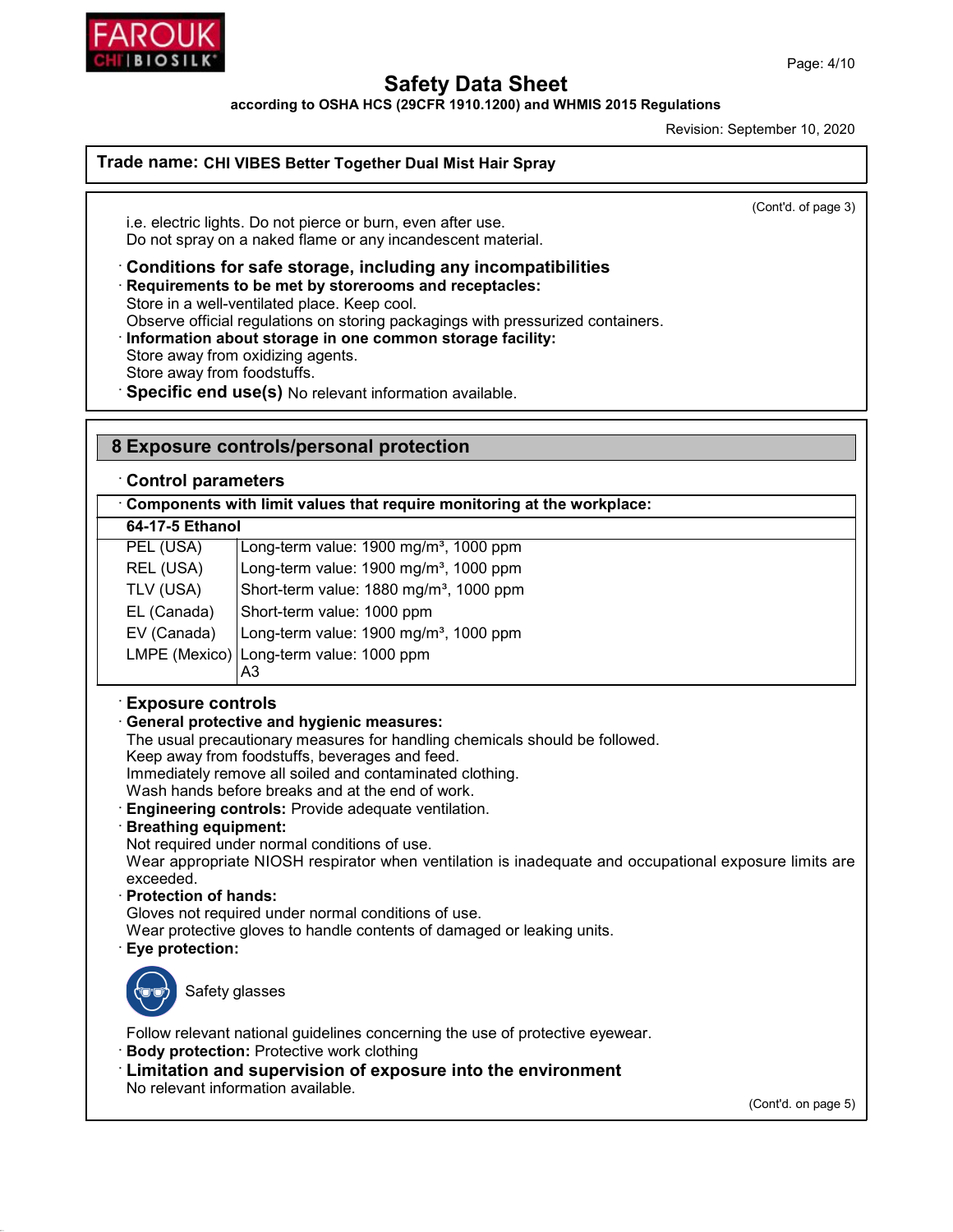**Trade name: CHI VIBES Better Together Dual Mist Hair Spray**

(Cont'd. of page 3)

i.e. electric lights. Do not pierce or burn, even after use.
Do not spray on a naked flame or any incandescent material.

· **Conditions for safe storage, including any incompatibilities**
· **Requirements to be met by storerooms and receptacles:**
Store in a well-ventilated place. Keep cool.
Observe official regulations on storing packagings with pressurized containers.
· **Information about storage in one common storage facility:**
Store away from oxidizing agents.
Store away from foodstuffs.
· **Specific end use(s)** No relevant information available.

## 8 Exposure controls/personal protection

· **Control parameters**

| · Components with limit values that require monitoring at the workplace: | |
|---|---|
| **64-17-5 Ethanol** | |
| PEL (USA) | Long-term value: 1900 mg/m³, 1000 ppm |
| REL (USA) | Long-term value: 1900 mg/m³, 1000 ppm |
| TLV (USA) | Short-term value: 1880 mg/m³, 1000 ppm |
| EL (Canada) | Short-term value: 1000 ppm |
| EV (Canada) | Long-term value: 1900 mg/m³, 1000 ppm |
| LMPE (Mexico) | Long-term value: 1000 ppm<br>A3 |

· **Exposure controls**
· **General protective and hygienic measures:**
The usual precautionary measures for handling chemicals should be followed.
Keep away from foodstuffs, beverages and feed.
Immediately remove all soiled and contaminated clothing.
Wash hands before breaks and at the end of work.
· **Engineering controls:** Provide adequate ventilation.
· **Breathing equipment:**
Not required under normal conditions of use.
Wear appropriate NIOSH respirator when ventilation is inadequate and occupational exposure limits are exceeded.
· **Protection of hands:**
Gloves not required under normal conditions of use.
Wear protective gloves to handle contents of damaged or leaking units.
· **Eye protection:**

Safety glasses

Follow relevant national guidelines concerning the use of protective eyewear.
· **Body protection:** Protective work clothing
· **Limitation and supervision of exposure into the environment**
No relevant information available.

(Cont'd. on page 5)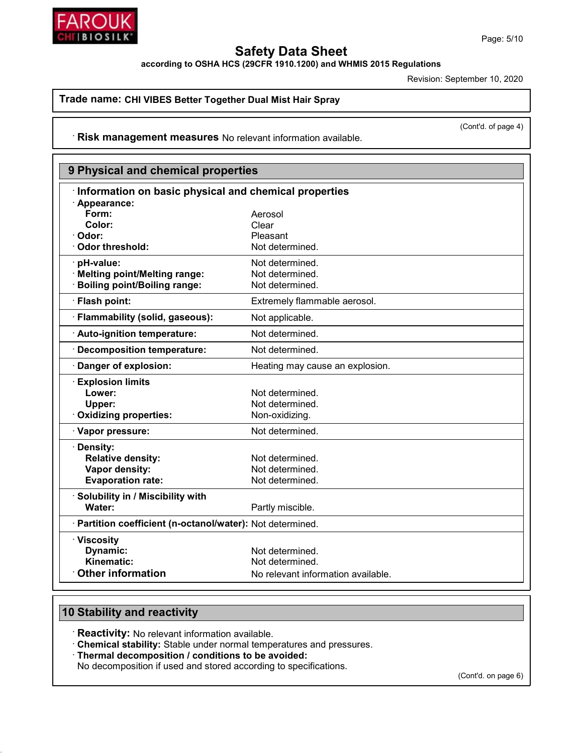**Trade name: CHI VIBES Better Together Dual Mist Hair Spray**

(Cont'd. of page 4)

· **Risk management measures** No relevant information available.

## 9 Physical and chemical properties

· **Information on basic physical and chemical properties**

| Property | Value |
|---|---|
| · **Appearance:** | |
| **Form:** | Aerosol |
| **Color:** | Clear |
| · **Odor:** | Pleasant |
| · **Odor threshold:** | Not determined. |
| · **pH-value:** | Not determined. |
| · **Melting point/Melting range:** | Not determined. |
| · **Boiling point/Boiling range:** | Not determined. |
| · **Flash point:** | Extremely flammable aerosol. |
| · **Flammability (solid, gaseous):** | Not applicable. |
| · **Auto-ignition temperature:** | Not determined. |
| · **Decomposition temperature:** | Not determined. |
| · **Danger of explosion:** | Heating may cause an explosion. |
| · **Explosion limits** | |
| **Lower:** | Not determined. |
| **Upper:** | Not determined. |
| · **Oxidizing properties:** | Non-oxidizing. |
| · **Vapor pressure:** | Not determined. |
| · **Density:** | |
| **Relative density:** | Not determined. |
| **Vapor density:** | Not determined. |
| **Evaporation rate:** | Not determined. |
| · **Solubility in / Miscibility with** | |
| **Water:** | Partly miscible. |
| · **Partition coefficient (n-octanol/water):** | Not determined. |
| · **Viscosity** | |
| **Dynamic:** | Not determined. |
| **Kinematic:** | Not determined. |
| · **Other information** | No relevant information available. |

## 10 Stability and reactivity

· **Reactivity:** No relevant information available.
· **Chemical stability:** Stable under normal temperatures and pressures.
· **Thermal decomposition / conditions to be avoided:**
No decomposition if used and stored according to specifications.

(Cont'd. on page 6)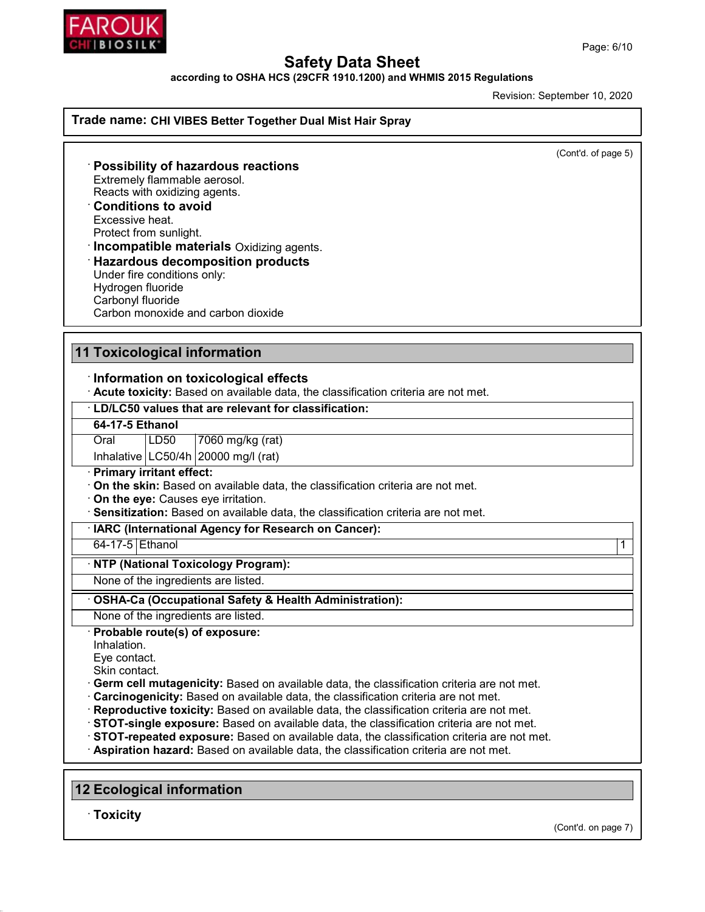Trade name: **CHI VIBES Better Together Dual Mist Hair Spray**

(Cont'd. of page 5)

· **Possibility of hazardous reactions**
Extremely flammable aerosol.
Reacts with oxidizing agents.

· **Conditions to avoid**
Excessive heat.
Protect from sunlight.

· **Incompatible materials** Oxidizing agents.

· **Hazardous decomposition products**
Under fire conditions only:
Hydrogen fluoride
Carbonyl fluoride
Carbon monoxide and carbon dioxide

## 11 Toxicological information

· **Information on toxicological effects**

· **Acute toxicity:** Based on available data, the classification criteria are not met.

| · **LD/LC50 values that are relevant for classification:** | | |
|---|---|---|
| **64-17-5 Ethanol** | | |
| Oral | LD50 | 7060 mg/kg (rat) |
| Inhalative | LC50/4h | 20000 mg/l (rat) |

· **Primary irritant effect:**

· **On the skin:** Based on available data, the classification criteria are not met.

· **On the eye:** Causes eye irritation.

· **Sensitization:** Based on available data, the classification criteria are not met.

| · **IARC (International Agency for Research on Cancer):** | | |
|---|---|---|
| 64-17-5 | Ethanol | 1 |

| · **NTP (National Toxicology Program):** |
|---|
| None of the ingredients are listed. |

| · **OSHA-Ca (Occupational Safety & Health Administration):** |
|---|
| None of the ingredients are listed. |

· **Probable route(s) of exposure:**
Inhalation.
Eye contact.
Skin contact.

· **Germ cell mutagenicity:** Based on available data, the classification criteria are not met.

· **Carcinogenicity:** Based on available data, the classification criteria are not met.

· **Reproductive toxicity:** Based on available data, the classification criteria are not met.

· **STOT-single exposure:** Based on available data, the classification criteria are not met.

· **STOT-repeated exposure:** Based on available data, the classification criteria are not met.

· **Aspiration hazard:** Based on available data, the classification criteria are not met.

## 12 Ecological information

· **Toxicity**

(Cont'd. on page 7)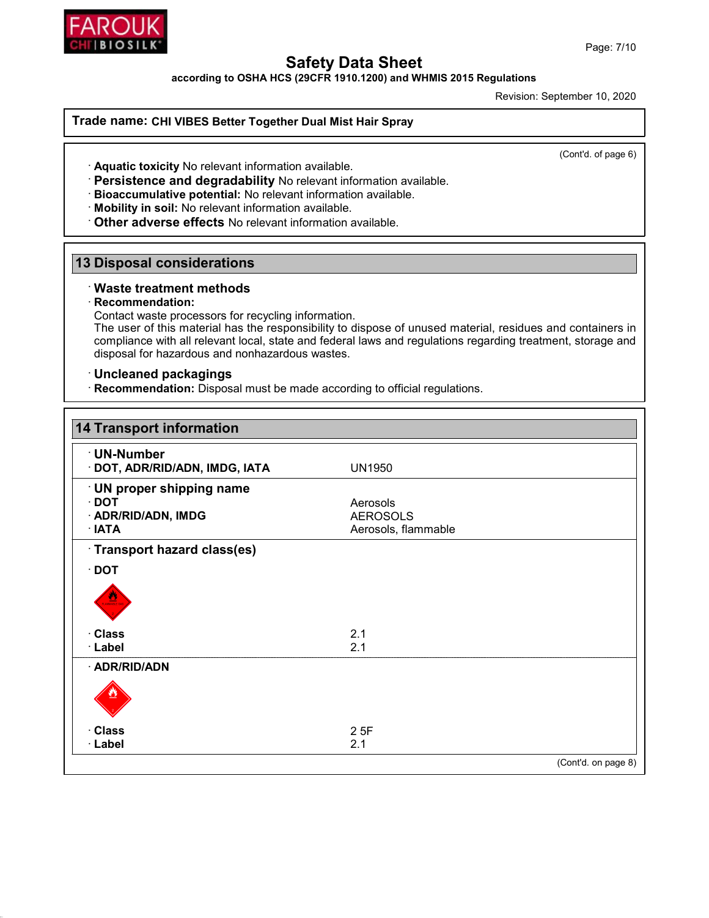**Trade name: CHI VIBES Better Together Dual Mist Hair Spray**

(Cont'd. of page 6)

· **Aquatic toxicity** No relevant information available.
· **Persistence and degradability** No relevant information available.
· **Bioaccumulative potential:** No relevant information available.
· **Mobility in soil:** No relevant information available.
· **Other adverse effects** No relevant information available.

## 13 Disposal considerations

· **Waste treatment methods**
· **Recommendation:**
Contact waste processors for recycling information.
The user of this material has the responsibility to dispose of unused material, residues and containers in compliance with all relevant local, state and federal laws and regulations regarding treatment, storage and disposal for hazardous and nonhazardous wastes.

· **Uncleaned packagings**
· **Recommendation:** Disposal must be made according to official regulations.

## 14 Transport information

| | |
|---|---|
| · **UN-Number** | |
| · **DOT, ADR/RID/ADN, IMDG, IATA** | UN1950 |
| · **UN proper shipping name** | |
| · **DOT** | Aerosols |
| · **ADR/RID/ADN, IMDG** | AEROSOLS |
| · **IATA** | Aerosols, flammable |
| · **Transport hazard class(es)** | |
| · **DOT** | |
| · **Class** | 2.1 |
| · **Label** | 2.1 |
| · **ADR/RID/ADN** | |
| · **Class** | 2 5F |
| · **Label** | 2.1 |

(Cont'd. on page 8)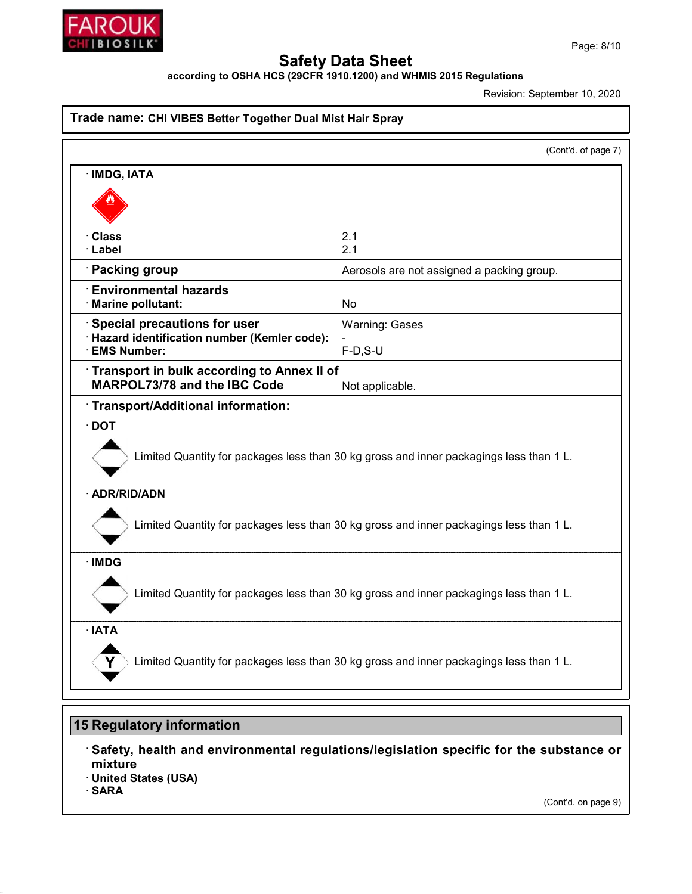Safety Data Sheet

according to OSHA HCS (29CFR 1910.1200) and WHMIS 2015 Regulations

Revision: September 10, 2020

**Trade name: CHI VIBES Better Together Dual Mist Hair Spray**

(Cont'd. of page 7)

· **IMDG, IATA**

| | |
|---|---|
| · **Class** | 2.1 |
| · **Label** | 2.1 |
| · **Packing group** | Aerosols are not assigned a packing group. |
| · **Environmental hazards** | |
| · **Marine pollutant:** | No |
| · **Special precautions for user** | Warning: Gases |
| · **Hazard identification number (Kemler code):** | - |
| · **EMS Number:** | F-D,S-U |
| · **Transport in bulk according to Annex II of MARPOL73/78 and the IBC Code** | Not applicable. |

· **Transport/Additional information:**

· **DOT**

Limited Quantity for packages less than 30 kg gross and inner packagings less than 1 L.

· **ADR/RID/ADN**

Limited Quantity for packages less than 30 kg gross and inner packagings less than 1 L.

· **IMDG**

Limited Quantity for packages less than 30 kg gross and inner packagings less than 1 L.

· **IATA**

Limited Quantity for packages less than 30 kg gross and inner packagings less than 1 L.

## 15 Regulatory information

· **Safety, health and environmental regulations/legislation specific for the substance or mixture**

· **United States (USA)**

· **SARA**

(Cont'd. on page 9)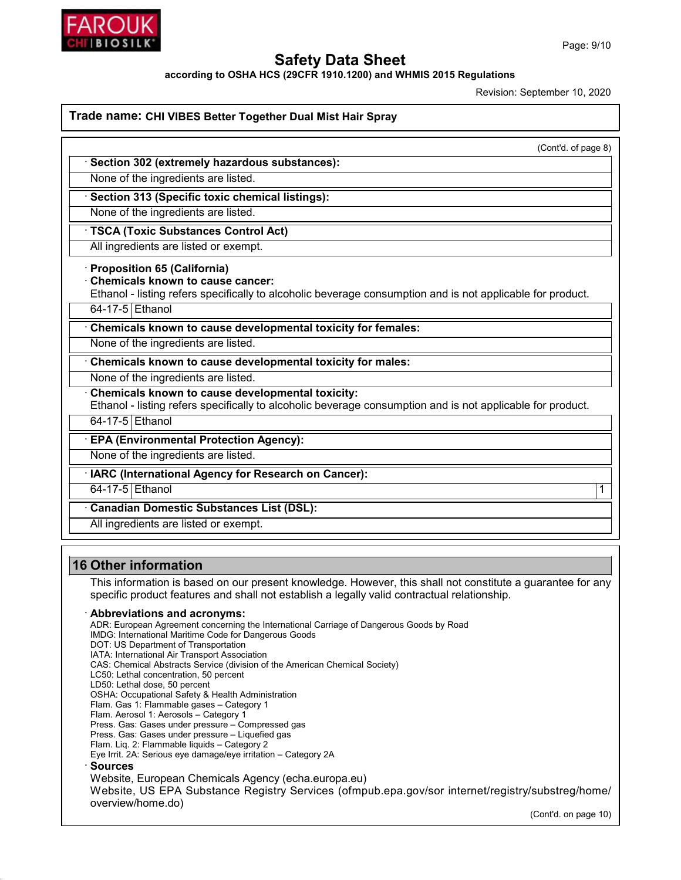**Trade name: CHI VIBES Better Together Dual Mist Hair Spray**

(Cont'd. of page 8)

· **Section 302 (extremely hazardous substances):**

None of the ingredients are listed.

· **Section 313 (Specific toxic chemical listings):**

None of the ingredients are listed.

· **TSCA (Toxic Substances Control Act)**

All ingredients are listed or exempt.

· **Proposition 65 (California)**

· **Chemicals known to cause cancer:**

Ethanol - listing refers specifically to alcoholic beverage consumption and is not applicable for product.

| 64-17-5 | Ethanol |
|---|---|

· **Chemicals known to cause developmental toxicity for females:**

None of the ingredients are listed.

· **Chemicals known to cause developmental toxicity for males:**

None of the ingredients are listed.

· **Chemicals known to cause developmental toxicity:**

Ethanol - listing refers specifically to alcoholic beverage consumption and is not applicable for product.

| 64-17-5 | Ethanol |
|---|---|

· **EPA (Environmental Protection Agency):**

None of the ingredients are listed.

· **IARC (International Agency for Research on Cancer):**

| 64-17-5 | Ethanol | 1 |
|---|---|---|

· **Canadian Domestic Substances List (DSL):**

All ingredients are listed or exempt.

## 16 Other information

This information is based on our present knowledge. However, this shall not constitute a guarantee for any specific product features and shall not establish a legally valid contractual relationship.

· **Abbreviations and acronyms:**

ADR: European Agreement concerning the International Carriage of Dangerous Goods by Road
IMDG: International Maritime Code for Dangerous Goods
DOT: US Department of Transportation
IATA: International Air Transport Association
CAS: Chemical Abstracts Service (division of the American Chemical Society)
LC50: Lethal concentration, 50 percent
LD50: Lethal dose, 50 percent
OSHA: Occupational Safety & Health Administration
Flam. Gas 1: Flammable gases – Category 1
Flam. Aerosol 1: Aerosols – Category 1
Press. Gas: Gases under pressure – Compressed gas
Press. Gas: Gases under pressure – Liquefied gas
Flam. Liq. 2: Flammable liquids – Category 2
Eye Irrit. 2A: Serious eye damage/eye irritation – Category 2A

· **Sources**

Website, European Chemicals Agency (echa.europa.eu)
Website, US EPA Substance Registry Services (ofmpub.epa.gov/sor internet/registry/substreg/home/overview/home.do)

(Cont'd. on page 10)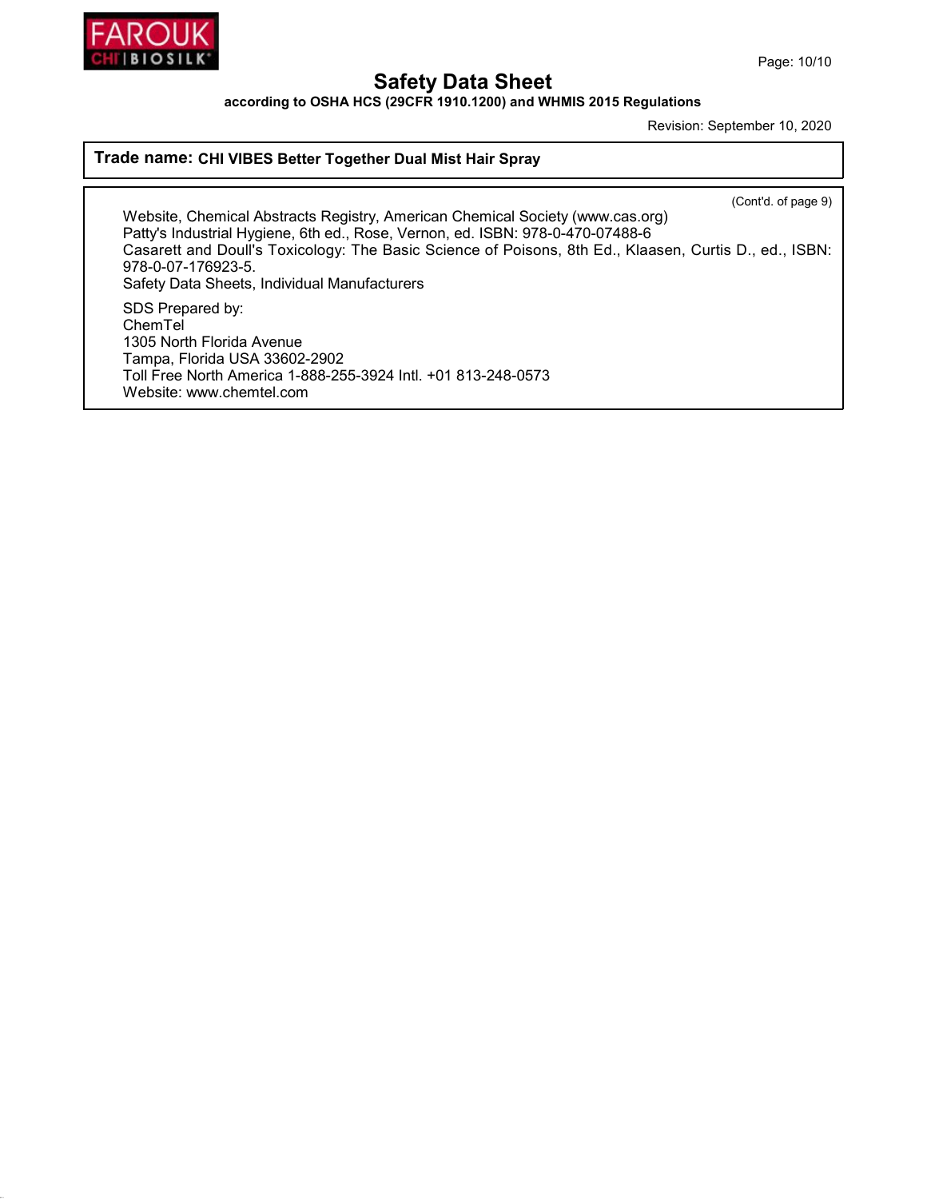**Trade name: CHI VIBES Better Together Dual Mist Hair Spray**

(Cont'd. of page 9)

Website, Chemical Abstracts Registry, American Chemical Society (www.cas.org)
Patty's Industrial Hygiene, 6th ed., Rose, Vernon, ed. ISBN: 978-0-470-07488-6
Casarett and Doull's Toxicology: The Basic Science of Poisons, 8th Ed., Klaasen, Curtis D., ed., ISBN: 978-0-07-176923-5.
Safety Data Sheets, Individual Manufacturers

SDS Prepared by:
ChemTel
1305 North Florida Avenue
Tampa, Florida USA 33602-2902
Toll Free North America 1-888-255-3924 Intl. +01 813-248-0573
Website: www.chemtel.com